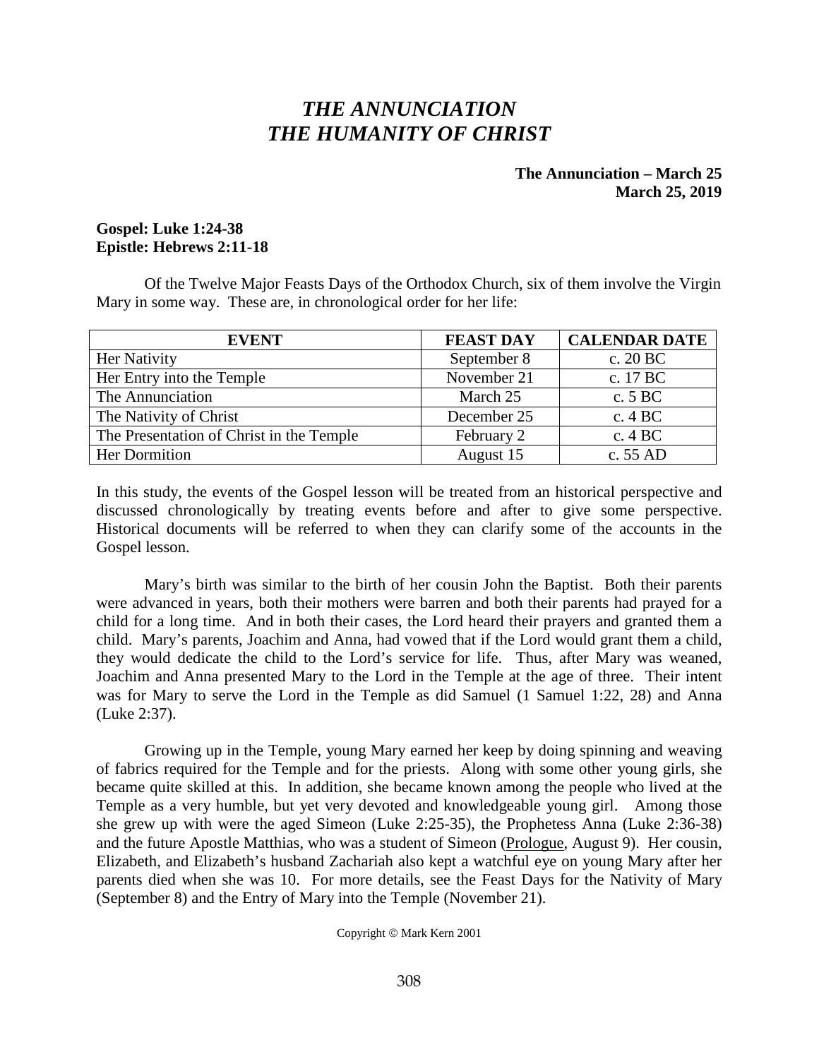# *THE ANNUNCIATION*
# *THE HUMANITY OF CHRIST*

**The Annunciation – March 25**
**March 25, 2019**

**Gospel: Luke 1:24-38**
**Epistle: Hebrews 2:11-18**

Of the Twelve Major Feasts Days of the Orthodox Church, six of them involve the Virgin Mary in some way. These are, in chronological order for her life:

| EVENT | FEAST DAY | CALENDAR DATE |
|---|---|---|
| Her Nativity | September 8 | c. 20 BC |
| Her Entry into the Temple | November 21 | c. 17 BC |
| The Annunciation | March 25 | c. 5 BC |
| The Nativity of Christ | December 25 | c. 4 BC |
| The Presentation of Christ in the Temple | February 2 | c. 4 BC |
| Her Dormition | August 15 | c. 55 AD |

In this study, the events of the Gospel lesson will be treated from an historical perspective and discussed chronologically by treating events before and after to give some perspective. Historical documents will be referred to when they can clarify some of the accounts in the Gospel lesson.

Mary's birth was similar to the birth of her cousin John the Baptist. Both their parents were advanced in years, both their mothers were barren and both their parents had prayed for a child for a long time. And in both their cases, the Lord heard their prayers and granted them a child. Mary's parents, Joachim and Anna, had vowed that if the Lord would grant them a child, they would dedicate the child to the Lord's service for life. Thus, after Mary was weaned, Joachim and Anna presented Mary to the Lord in the Temple at the age of three. Their intent was for Mary to serve the Lord in the Temple as did Samuel (1 Samuel 1:22, 28) and Anna (Luke 2:37).

Growing up in the Temple, young Mary earned her keep by doing spinning and weaving of fabrics required for the Temple and for the priests. Along with some other young girls, she became quite skilled at this. In addition, she became known among the people who lived at the Temple as a very humble, but yet very devoted and knowledgeable young girl. Among those she grew up with were the aged Simeon (Luke 2:25-35), the Prophetess Anna (Luke 2:36-38) and the future Apostle Matthias, who was a student of Simeon (Prologue, August 9). Her cousin, Elizabeth, and Elizabeth's husband Zachariah also kept a watchful eye on young Mary after her parents died when she was 10. For more details, see the Feast Days for the Nativity of Mary (September 8) and the Entry of Mary into the Temple (November 21).

Copyright © Mark Kern 2001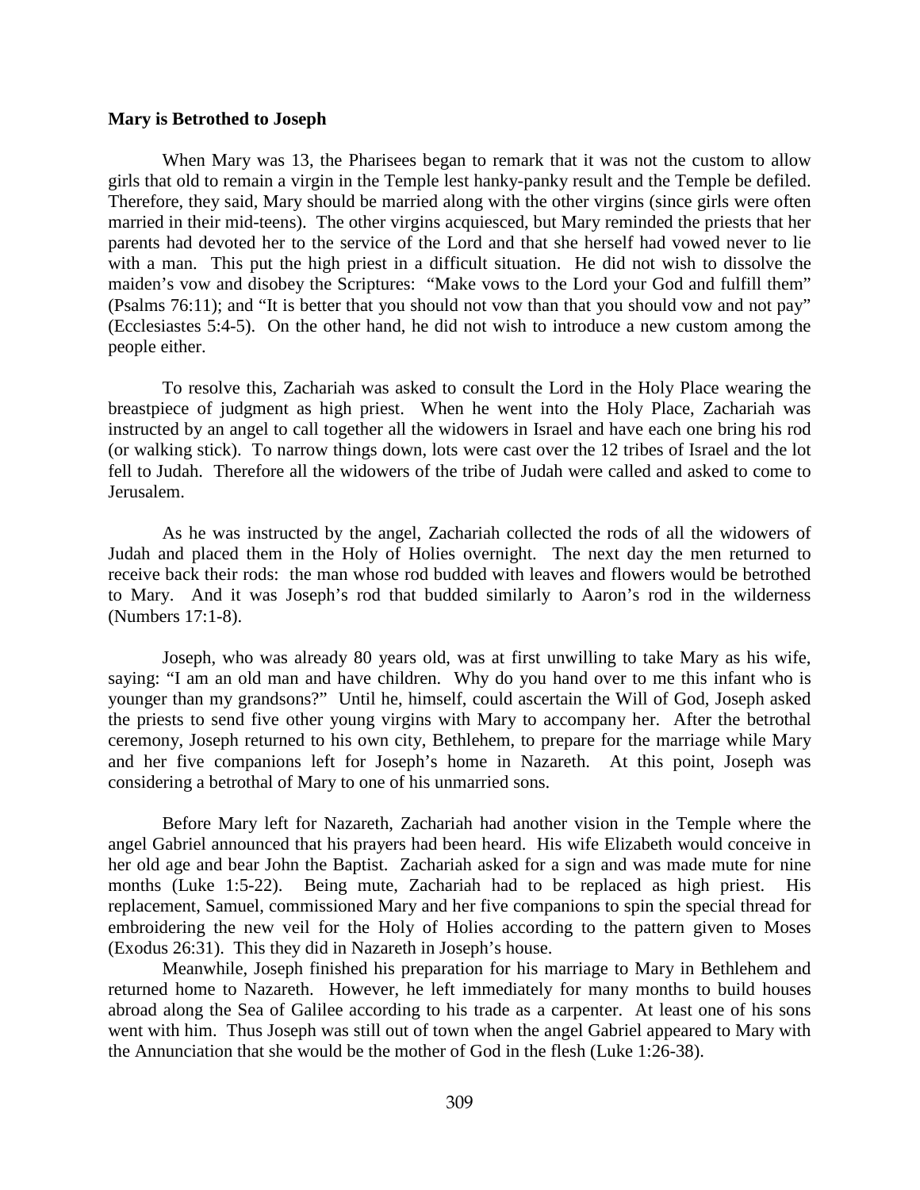**Mary is Betrothed to Joseph**

When Mary was 13, the Pharisees began to remark that it was not the custom to allow girls that old to remain a virgin in the Temple lest hanky-panky result and the Temple be defiled. Therefore, they said, Mary should be married along with the other virgins (since girls were often married in their mid-teens). The other virgins acquiesced, but Mary reminded the priests that her parents had devoted her to the service of the Lord and that she herself had vowed never to lie with a man. This put the high priest in a difficult situation. He did not wish to dissolve the maiden's vow and disobey the Scriptures: "Make vows to the Lord your God and fulfill them" (Psalms 76:11); and "It is better that you should not vow than that you should vow and not pay" (Ecclesiastes 5:4-5). On the other hand, he did not wish to introduce a new custom among the people either.

To resolve this, Zachariah was asked to consult the Lord in the Holy Place wearing the breastpiece of judgment as high priest. When he went into the Holy Place, Zachariah was instructed by an angel to call together all the widowers in Israel and have each one bring his rod (or walking stick). To narrow things down, lots were cast over the 12 tribes of Israel and the lot fell to Judah. Therefore all the widowers of the tribe of Judah were called and asked to come to Jerusalem.

As he was instructed by the angel, Zachariah collected the rods of all the widowers of Judah and placed them in the Holy of Holies overnight. The next day the men returned to receive back their rods: the man whose rod budded with leaves and flowers would be betrothed to Mary. And it was Joseph's rod that budded similarly to Aaron's rod in the wilderness (Numbers 17:1-8).

Joseph, who was already 80 years old, was at first unwilling to take Mary as his wife, saying: "I am an old man and have children. Why do you hand over to me this infant who is younger than my grandsons?" Until he, himself, could ascertain the Will of God, Joseph asked the priests to send five other young virgins with Mary to accompany her. After the betrothal ceremony, Joseph returned to his own city, Bethlehem, to prepare for the marriage while Mary and her five companions left for Joseph's home in Nazareth. At this point, Joseph was considering a betrothal of Mary to one of his unmarried sons.

Before Mary left for Nazareth, Zachariah had another vision in the Temple where the angel Gabriel announced that his prayers had been heard. His wife Elizabeth would conceive in her old age and bear John the Baptist. Zachariah asked for a sign and was made mute for nine months (Luke 1:5-22). Being mute, Zachariah had to be replaced as high priest. His replacement, Samuel, commissioned Mary and her five companions to spin the special thread for embroidering the new veil for the Holy of Holies according to the pattern given to Moses (Exodus 26:31). This they did in Nazareth in Joseph's house.

Meanwhile, Joseph finished his preparation for his marriage to Mary in Bethlehem and returned home to Nazareth. However, he left immediately for many months to build houses abroad along the Sea of Galilee according to his trade as a carpenter. At least one of his sons went with him. Thus Joseph was still out of town when the angel Gabriel appeared to Mary with the Annunciation that she would be the mother of God in the flesh (Luke 1:26-38).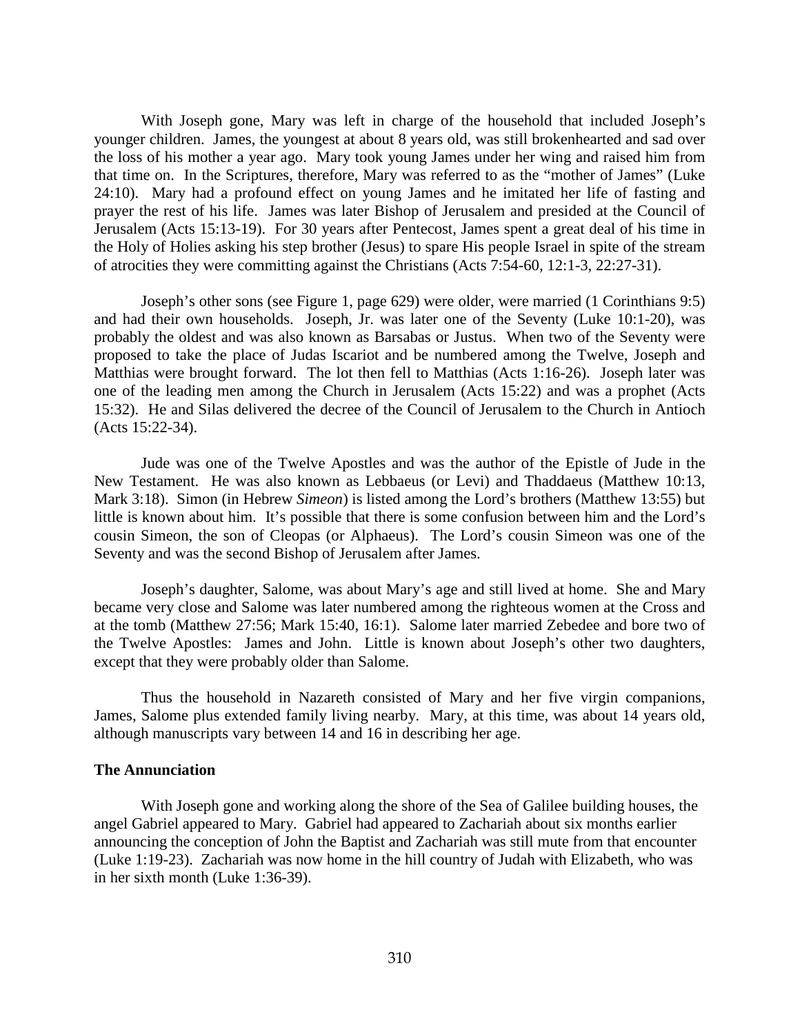With Joseph gone, Mary was left in charge of the household that included Joseph's younger children. James, the youngest at about 8 years old, was still brokenhearted and sad over the loss of his mother a year ago. Mary took young James under her wing and raised him from that time on. In the Scriptures, therefore, Mary was referred to as the "mother of James" (Luke 24:10). Mary had a profound effect on young James and he imitated her life of fasting and prayer the rest of his life. James was later Bishop of Jerusalem and presided at the Council of Jerusalem (Acts 15:13-19). For 30 years after Pentecost, James spent a great deal of his time in the Holy of Holies asking his step brother (Jesus) to spare His people Israel in spite of the stream of atrocities they were committing against the Christians (Acts 7:54-60, 12:1-3, 22:27-31).

Joseph's other sons (see Figure 1, page 629) were older, were married (1 Corinthians 9:5) and had their own households. Joseph, Jr. was later one of the Seventy (Luke 10:1-20), was probably the oldest and was also known as Barsabas or Justus. When two of the Seventy were proposed to take the place of Judas Iscariot and be numbered among the Twelve, Joseph and Matthias were brought forward. The lot then fell to Matthias (Acts 1:16-26). Joseph later was one of the leading men among the Church in Jerusalem (Acts 15:22) and was a prophet (Acts 15:32). He and Silas delivered the decree of the Council of Jerusalem to the Church in Antioch (Acts 15:22-34).

Jude was one of the Twelve Apostles and was the author of the Epistle of Jude in the New Testament. He was also known as Lebbaeus (or Levi) and Thaddaeus (Matthew 10:13, Mark 3:18). Simon (in Hebrew *Simeon*) is listed among the Lord's brothers (Matthew 13:55) but little is known about him. It's possible that there is some confusion between him and the Lord's cousin Simeon, the son of Cleopas (or Alphaeus). The Lord's cousin Simeon was one of the Seventy and was the second Bishop of Jerusalem after James.

Joseph's daughter, Salome, was about Mary's age and still lived at home. She and Mary became very close and Salome was later numbered among the righteous women at the Cross and at the tomb (Matthew 27:56; Mark 15:40, 16:1). Salome later married Zebedee and bore two of the Twelve Apostles: James and John. Little is known about Joseph's other two daughters, except that they were probably older than Salome.

Thus the household in Nazareth consisted of Mary and her five virgin companions, James, Salome plus extended family living nearby. Mary, at this time, was about 14 years old, although manuscripts vary between 14 and 16 in describing her age.

**The Annunciation**

With Joseph gone and working along the shore of the Sea of Galilee building houses, the angel Gabriel appeared to Mary. Gabriel had appeared to Zachariah about six months earlier announcing the conception of John the Baptist and Zachariah was still mute from that encounter (Luke 1:19-23). Zachariah was now home in the hill country of Judah with Elizabeth, who was in her sixth month (Luke 1:36-39).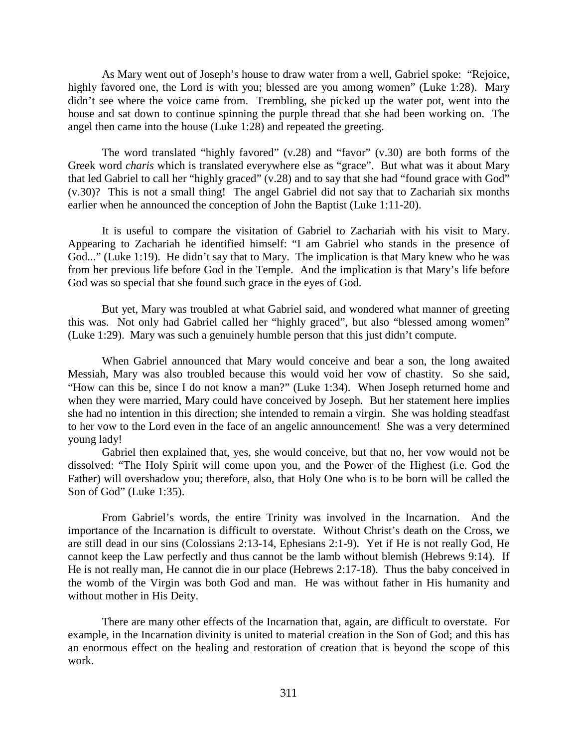As Mary went out of Joseph's house to draw water from a well, Gabriel spoke: "Rejoice, highly favored one, the Lord is with you; blessed are you among women" (Luke 1:28). Mary didn't see where the voice came from. Trembling, she picked up the water pot, went into the house and sat down to continue spinning the purple thread that she had been working on. The angel then came into the house (Luke 1:28) and repeated the greeting.

The word translated "highly favored" (v.28) and "favor" (v.30) are both forms of the Greek word *charis* which is translated everywhere else as "grace". But what was it about Mary that led Gabriel to call her "highly graced" (v.28) and to say that she had "found grace with God" (v.30)? This is not a small thing! The angel Gabriel did not say that to Zachariah six months earlier when he announced the conception of John the Baptist (Luke 1:11-20).

It is useful to compare the visitation of Gabriel to Zachariah with his visit to Mary. Appearing to Zachariah he identified himself: "I am Gabriel who stands in the presence of God..." (Luke 1:19). He didn't say that to Mary. The implication is that Mary knew who he was from her previous life before God in the Temple. And the implication is that Mary's life before God was so special that she found such grace in the eyes of God.

But yet, Mary was troubled at what Gabriel said, and wondered what manner of greeting this was. Not only had Gabriel called her "highly graced", but also "blessed among women" (Luke 1:29). Mary was such a genuinely humble person that this just didn't compute.

When Gabriel announced that Mary would conceive and bear a son, the long awaited Messiah, Mary was also troubled because this would void her vow of chastity. So she said, "How can this be, since I do not know a man?" (Luke 1:34). When Joseph returned home and when they were married, Mary could have conceived by Joseph. But her statement here implies she had no intention in this direction; she intended to remain a virgin. She was holding steadfast to her vow to the Lord even in the face of an angelic announcement! She was a very determined young lady!

Gabriel then explained that, yes, she would conceive, but that no, her vow would not be dissolved: "The Holy Spirit will come upon you, and the Power of the Highest (i.e. God the Father) will overshadow you; therefore, also, that Holy One who is to be born will be called the Son of God" (Luke 1:35).

From Gabriel's words, the entire Trinity was involved in the Incarnation. And the importance of the Incarnation is difficult to overstate. Without Christ's death on the Cross, we are still dead in our sins (Colossians 2:13-14, Ephesians 2:1-9). Yet if He is not really God, He cannot keep the Law perfectly and thus cannot be the lamb without blemish (Hebrews 9:14). If He is not really man, He cannot die in our place (Hebrews 2:17-18). Thus the baby conceived in the womb of the Virgin was both God and man. He was without father in His humanity and without mother in His Deity.

There are many other effects of the Incarnation that, again, are difficult to overstate. For example, in the Incarnation divinity is united to material creation in the Son of God; and this has an enormous effect on the healing and restoration of creation that is beyond the scope of this work.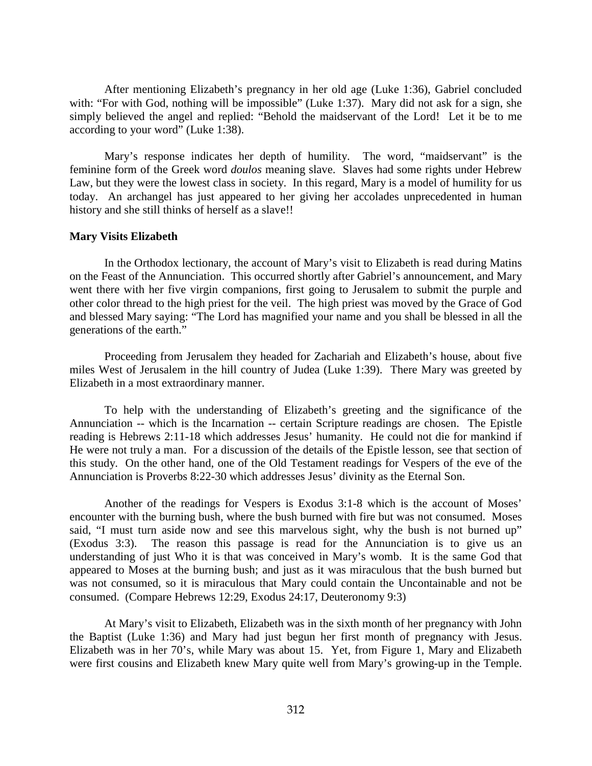After mentioning Elizabeth's pregnancy in her old age (Luke 1:36), Gabriel concluded with: "For with God, nothing will be impossible" (Luke 1:37). Mary did not ask for a sign, she simply believed the angel and replied: "Behold the maidservant of the Lord! Let it be to me according to your word" (Luke 1:38).

Mary's response indicates her depth of humility. The word, "maidservant" is the feminine form of the Greek word *doulos* meaning slave. Slaves had some rights under Hebrew Law, but they were the lowest class in society. In this regard, Mary is a model of humility for us today. An archangel has just appeared to her giving her accolades unprecedented in human history and she still thinks of herself as a slave!!

**Mary Visits Elizabeth**

In the Orthodox lectionary, the account of Mary's visit to Elizabeth is read during Matins on the Feast of the Annunciation. This occurred shortly after Gabriel's announcement, and Mary went there with her five virgin companions, first going to Jerusalem to submit the purple and other color thread to the high priest for the veil. The high priest was moved by the Grace of God and blessed Mary saying: "The Lord has magnified your name and you shall be blessed in all the generations of the earth."

Proceeding from Jerusalem they headed for Zachariah and Elizabeth's house, about five miles West of Jerusalem in the hill country of Judea (Luke 1:39). There Mary was greeted by Elizabeth in a most extraordinary manner.

To help with the understanding of Elizabeth's greeting and the significance of the Annunciation -- which is the Incarnation -- certain Scripture readings are chosen. The Epistle reading is Hebrews 2:11-18 which addresses Jesus' humanity. He could not die for mankind if He were not truly a man. For a discussion of the details of the Epistle lesson, see that section of this study. On the other hand, one of the Old Testament readings for Vespers of the eve of the Annunciation is Proverbs 8:22-30 which addresses Jesus' divinity as the Eternal Son.

Another of the readings for Vespers is Exodus 3:1-8 which is the account of Moses' encounter with the burning bush, where the bush burned with fire but was not consumed. Moses said, "I must turn aside now and see this marvelous sight, why the bush is not burned up" (Exodus 3:3). The reason this passage is read for the Annunciation is to give us an understanding of just Who it is that was conceived in Mary's womb. It is the same God that appeared to Moses at the burning bush; and just as it was miraculous that the bush burned but was not consumed, so it is miraculous that Mary could contain the Uncontainable and not be consumed. (Compare Hebrews 12:29, Exodus 24:17, Deuteronomy 9:3)

At Mary's visit to Elizabeth, Elizabeth was in the sixth month of her pregnancy with John the Baptist (Luke 1:36) and Mary had just begun her first month of pregnancy with Jesus. Elizabeth was in her 70's, while Mary was about 15. Yet, from Figure 1, Mary and Elizabeth were first cousins and Elizabeth knew Mary quite well from Mary's growing-up in the Temple.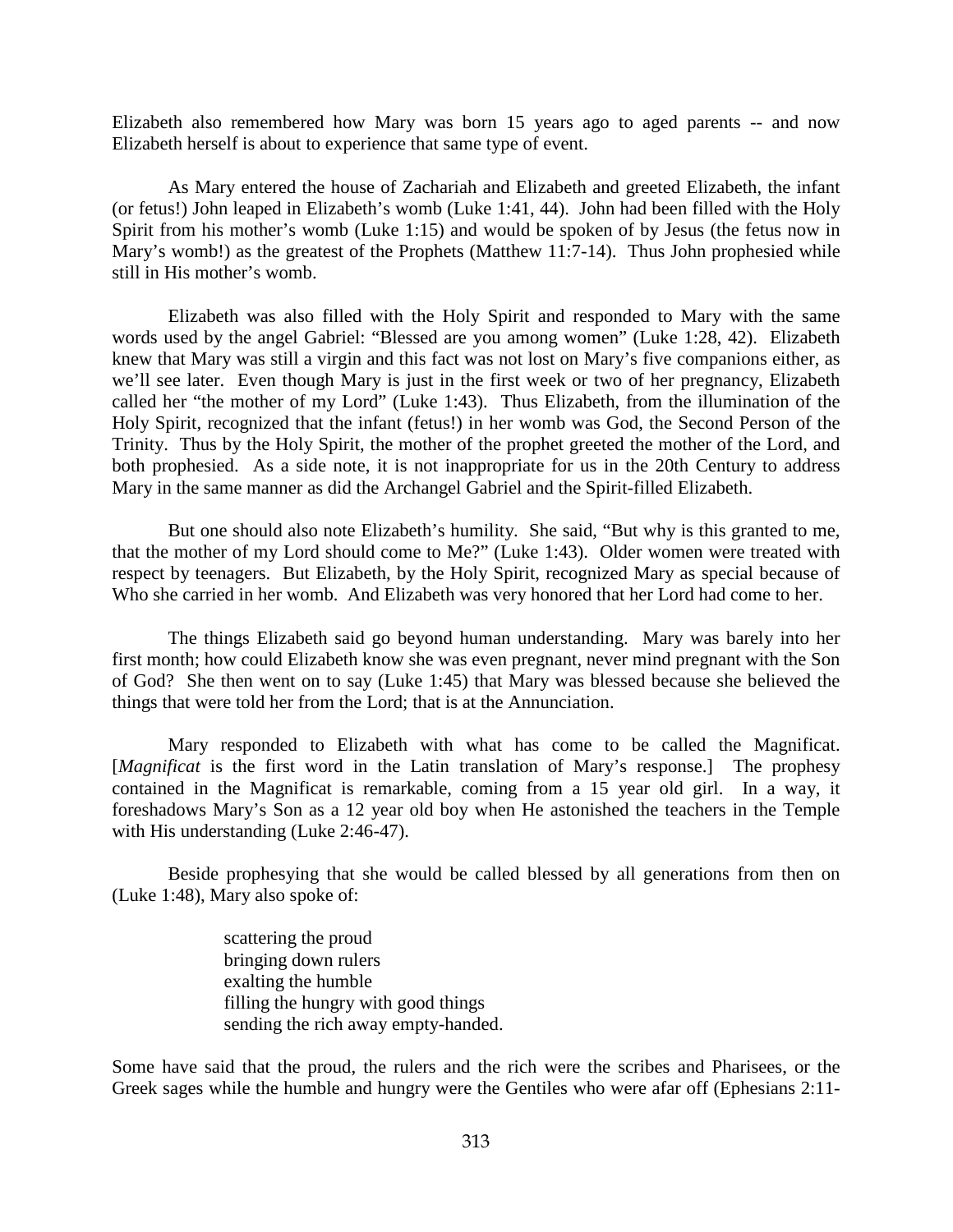Elizabeth also remembered how Mary was born 15 years ago to aged parents -- and now Elizabeth herself is about to experience that same type of event.

As Mary entered the house of Zachariah and Elizabeth and greeted Elizabeth, the infant (or fetus!) John leaped in Elizabeth's womb (Luke 1:41, 44). John had been filled with the Holy Spirit from his mother's womb (Luke 1:15) and would be spoken of by Jesus (the fetus now in Mary's womb!) as the greatest of the Prophets (Matthew 11:7-14). Thus John prophesied while still in His mother's womb.

Elizabeth was also filled with the Holy Spirit and responded to Mary with the same words used by the angel Gabriel: "Blessed are you among women" (Luke 1:28, 42). Elizabeth knew that Mary was still a virgin and this fact was not lost on Mary's five companions either, as we'll see later. Even though Mary is just in the first week or two of her pregnancy, Elizabeth called her "the mother of my Lord" (Luke 1:43). Thus Elizabeth, from the illumination of the Holy Spirit, recognized that the infant (fetus!) in her womb was God, the Second Person of the Trinity. Thus by the Holy Spirit, the mother of the prophet greeted the mother of the Lord, and both prophesied. As a side note, it is not inappropriate for us in the 20th Century to address Mary in the same manner as did the Archangel Gabriel and the Spirit-filled Elizabeth.

But one should also note Elizabeth's humility. She said, "But why is this granted to me, that the mother of my Lord should come to Me?" (Luke 1:43). Older women were treated with respect by teenagers. But Elizabeth, by the Holy Spirit, recognized Mary as special because of Who she carried in her womb. And Elizabeth was very honored that her Lord had come to her.

The things Elizabeth said go beyond human understanding. Mary was barely into her first month; how could Elizabeth know she was even pregnant, never mind pregnant with the Son of God? She then went on to say (Luke 1:45) that Mary was blessed because she believed the things that were told her from the Lord; that is at the Annunciation.

Mary responded to Elizabeth with what has come to be called the Magnificat. [*Magnificat* is the first word in the Latin translation of Mary's response.] The prophesy contained in the Magnificat is remarkable, coming from a 15 year old girl. In a way, it foreshadows Mary's Son as a 12 year old boy when He astonished the teachers in the Temple with His understanding (Luke 2:46-47).

Beside prophesying that she would be called blessed by all generations from then on (Luke 1:48), Mary also spoke of:

> scattering the proud
> bringing down rulers
> exalting the humble
> filling the hungry with good things
> sending the rich away empty-handed.

Some have said that the proud, the rulers and the rich were the scribes and Pharisees, or the Greek sages while the humble and hungry were the Gentiles who were afar off (Ephesians 2:11-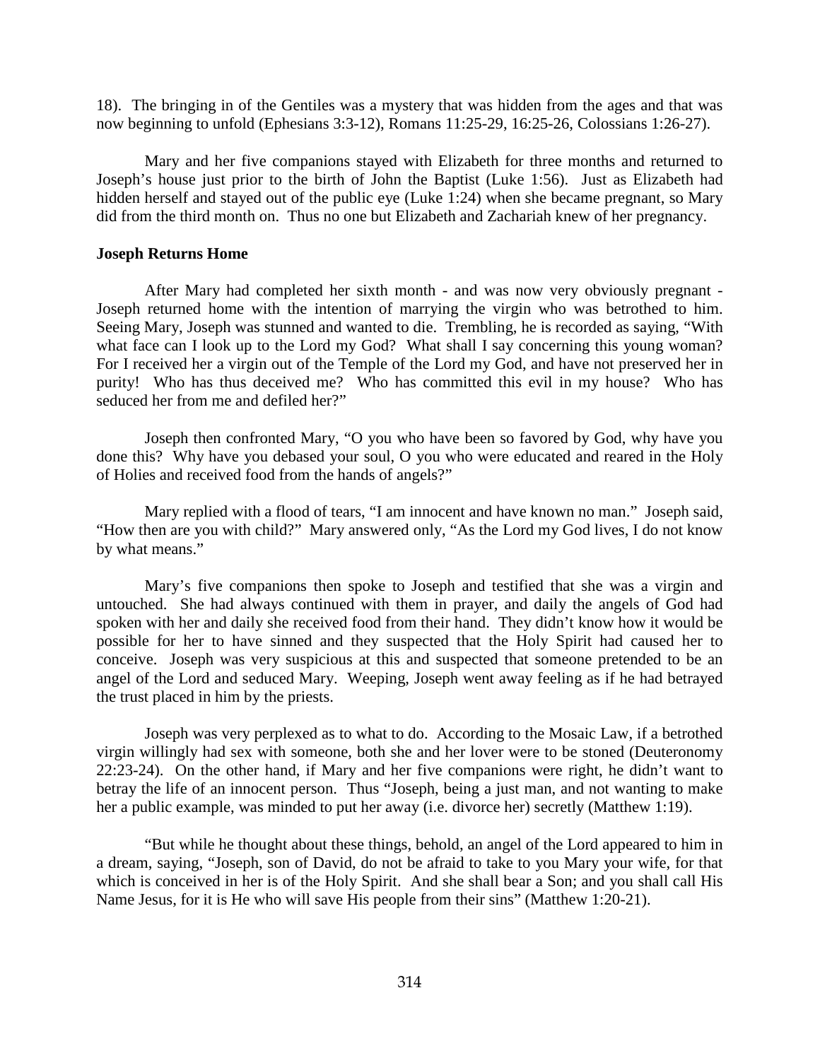18). The bringing in of the Gentiles was a mystery that was hidden from the ages and that was now beginning to unfold (Ephesians 3:3-12), Romans 11:25-29, 16:25-26, Colossians 1:26-27).

Mary and her five companions stayed with Elizabeth for three months and returned to Joseph's house just prior to the birth of John the Baptist (Luke 1:56). Just as Elizabeth had hidden herself and stayed out of the public eye (Luke 1:24) when she became pregnant, so Mary did from the third month on. Thus no one but Elizabeth and Zachariah knew of her pregnancy.

**Joseph Returns Home**

After Mary had completed her sixth month - and was now very obviously pregnant - Joseph returned home with the intention of marrying the virgin who was betrothed to him. Seeing Mary, Joseph was stunned and wanted to die. Trembling, he is recorded as saying, "With what face can I look up to the Lord my God? What shall I say concerning this young woman? For I received her a virgin out of the Temple of the Lord my God, and have not preserved her in purity! Who has thus deceived me? Who has committed this evil in my house? Who has seduced her from me and defiled her?"

Joseph then confronted Mary, "O you who have been so favored by God, why have you done this? Why have you debased your soul, O you who were educated and reared in the Holy of Holies and received food from the hands of angels?"

Mary replied with a flood of tears, "I am innocent and have known no man." Joseph said, "How then are you with child?" Mary answered only, "As the Lord my God lives, I do not know by what means."

Mary's five companions then spoke to Joseph and testified that she was a virgin and untouched. She had always continued with them in prayer, and daily the angels of God had spoken with her and daily she received food from their hand. They didn't know how it would be possible for her to have sinned and they suspected that the Holy Spirit had caused her to conceive. Joseph was very suspicious at this and suspected that someone pretended to be an angel of the Lord and seduced Mary. Weeping, Joseph went away feeling as if he had betrayed the trust placed in him by the priests.

Joseph was very perplexed as to what to do. According to the Mosaic Law, if a betrothed virgin willingly had sex with someone, both she and her lover were to be stoned (Deuteronomy 22:23-24). On the other hand, if Mary and her five companions were right, he didn't want to betray the life of an innocent person. Thus "Joseph, being a just man, and not wanting to make her a public example, was minded to put her away (i.e. divorce her) secretly (Matthew 1:19).

"But while he thought about these things, behold, an angel of the Lord appeared to him in a dream, saying, "Joseph, son of David, do not be afraid to take to you Mary your wife, for that which is conceived in her is of the Holy Spirit. And she shall bear a Son; and you shall call His Name Jesus, for it is He who will save His people from their sins" (Matthew 1:20-21).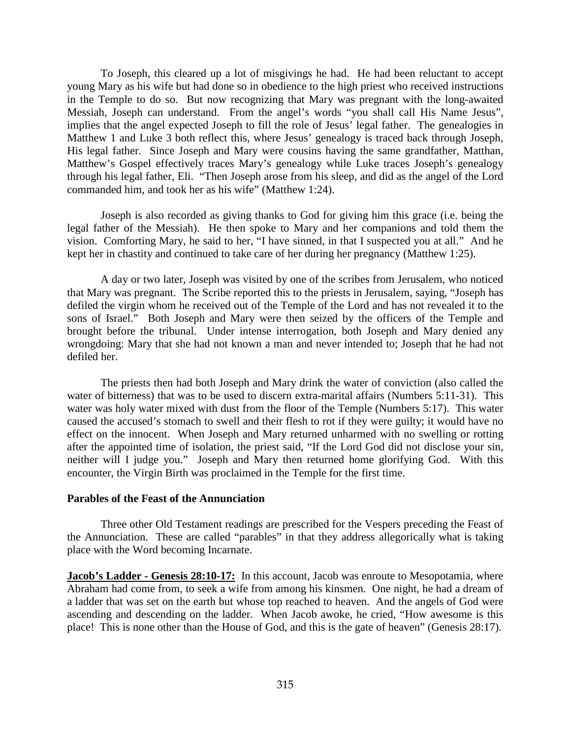To Joseph, this cleared up a lot of misgivings he had. He had been reluctant to accept young Mary as his wife but had done so in obedience to the high priest who received instructions in the Temple to do so. But now recognizing that Mary was pregnant with the long-awaited Messiah, Joseph can understand. From the angel's words "you shall call His Name Jesus", implies that the angel expected Joseph to fill the role of Jesus' legal father. The genealogies in Matthew 1 and Luke 3 both reflect this, where Jesus' genealogy is traced back through Joseph, His legal father. Since Joseph and Mary were cousins having the same grandfather, Matthan, Matthew's Gospel effectively traces Mary's genealogy while Luke traces Joseph's genealogy through his legal father, Eli. "Then Joseph arose from his sleep, and did as the angel of the Lord commanded him, and took her as his wife" (Matthew 1:24).

Joseph is also recorded as giving thanks to God for giving him this grace (i.e. being the legal father of the Messiah). He then spoke to Mary and her companions and told them the vision. Comforting Mary, he said to her, "I have sinned, in that I suspected you at all." And he kept her in chastity and continued to take care of her during her pregnancy (Matthew 1:25).

A day or two later, Joseph was visited by one of the scribes from Jerusalem, who noticed that Mary was pregnant. The Scribe reported this to the priests in Jerusalem, saying, "Joseph has defiled the virgin whom he received out of the Temple of the Lord and has not revealed it to the sons of Israel." Both Joseph and Mary were then seized by the officers of the Temple and brought before the tribunal. Under intense interrogation, both Joseph and Mary denied any wrongdoing: Mary that she had not known a man and never intended to; Joseph that he had not defiled her.

The priests then had both Joseph and Mary drink the water of conviction (also called the water of bitterness) that was to be used to discern extra-marital affairs (Numbers 5:11-31). This water was holy water mixed with dust from the floor of the Temple (Numbers 5:17). This water caused the accused's stomach to swell and their flesh to rot if they were guilty; it would have no effect on the innocent. When Joseph and Mary returned unharmed with no swelling or rotting after the appointed time of isolation, the priest said, "If the Lord God did not disclose your sin, neither will I judge you." Joseph and Mary then returned home glorifying God. With this encounter, the Virgin Birth was proclaimed in the Temple for the first time.

### Parables of the Feast of the Annunciation

Three other Old Testament readings are prescribed for the Vespers preceding the Feast of the Annunciation. These are called "parables" in that they address allegorically what is taking place with the Word becoming Incarnate.

**Jacob's Ladder - Genesis 28:10-17:** In this account, Jacob was enroute to Mesopotamia, where Abraham had come from, to seek a wife from among his kinsmen. One night, he had a dream of a ladder that was set on the earth but whose top reached to heaven. And the angels of God were ascending and descending on the ladder. When Jacob awoke, he cried, "How awesome is this place! This is none other than the House of God, and this is the gate of heaven" (Genesis 28:17).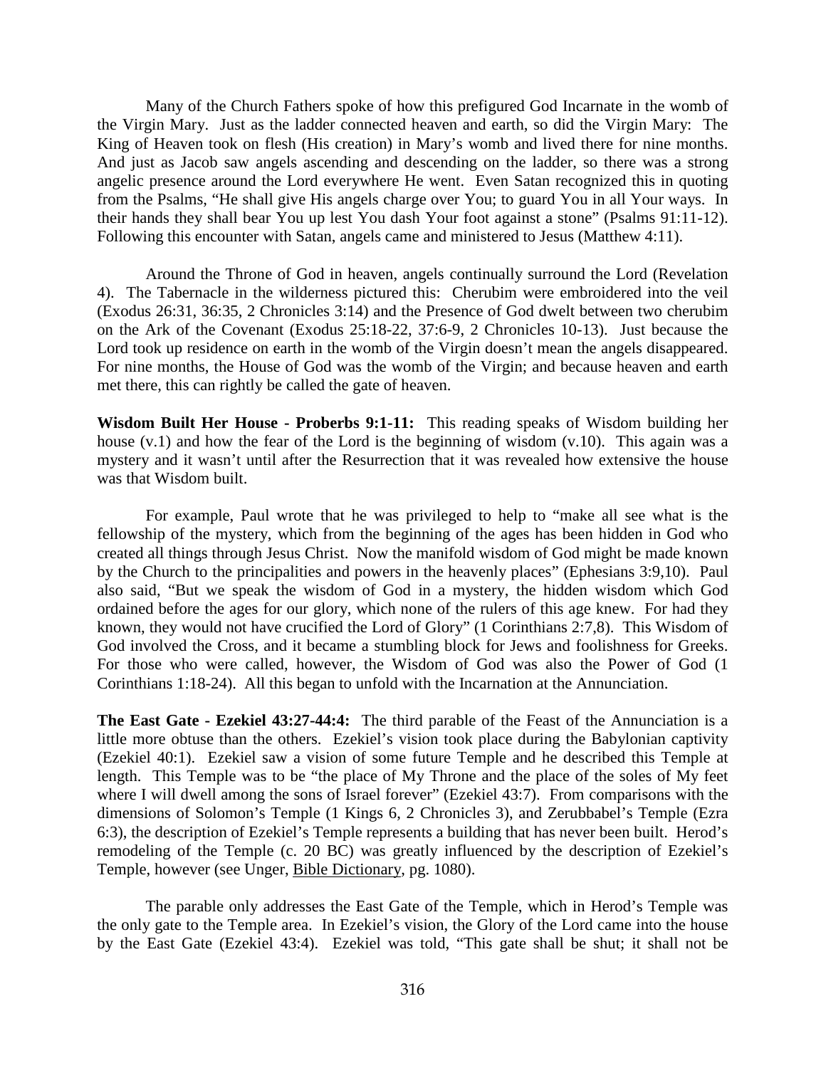Many of the Church Fathers spoke of how this prefigured God Incarnate in the womb of the Virgin Mary. Just as the ladder connected heaven and earth, so did the Virgin Mary: The King of Heaven took on flesh (His creation) in Mary's womb and lived there for nine months. And just as Jacob saw angels ascending and descending on the ladder, so there was a strong angelic presence around the Lord everywhere He went. Even Satan recognized this in quoting from the Psalms, "He shall give His angels charge over You; to guard You in all Your ways. In their hands they shall bear You up lest You dash Your foot against a stone" (Psalms 91:11-12). Following this encounter with Satan, angels came and ministered to Jesus (Matthew 4:11).

Around the Throne of God in heaven, angels continually surround the Lord (Revelation 4). The Tabernacle in the wilderness pictured this: Cherubim were embroidered into the veil (Exodus 26:31, 36:35, 2 Chronicles 3:14) and the Presence of God dwelt between two cherubim on the Ark of the Covenant (Exodus 25:18-22, 37:6-9, 2 Chronicles 10-13). Just because the Lord took up residence on earth in the womb of the Virgin doesn't mean the angels disappeared. For nine months, the House of God was the womb of the Virgin; and because heaven and earth met there, this can rightly be called the gate of heaven.

**Wisdom Built Her House - Proberbs 9:1-11:** This reading speaks of Wisdom building her house (v.1) and how the fear of the Lord is the beginning of wisdom (v.10). This again was a mystery and it wasn't until after the Resurrection that it was revealed how extensive the house was that Wisdom built.

For example, Paul wrote that he was privileged to help to "make all see what is the fellowship of the mystery, which from the beginning of the ages has been hidden in God who created all things through Jesus Christ. Now the manifold wisdom of God might be made known by the Church to the principalities and powers in the heavenly places" (Ephesians 3:9,10). Paul also said, "But we speak the wisdom of God in a mystery, the hidden wisdom which God ordained before the ages for our glory, which none of the rulers of this age knew. For had they known, they would not have crucified the Lord of Glory" (1 Corinthians 2:7,8). This Wisdom of God involved the Cross, and it became a stumbling block for Jews and foolishness for Greeks. For those who were called, however, the Wisdom of God was also the Power of God (1 Corinthians 1:18-24). All this began to unfold with the Incarnation at the Annunciation.

**The East Gate - Ezekiel 43:27-44:4:** The third parable of the Feast of the Annunciation is a little more obtuse than the others. Ezekiel's vision took place during the Babylonian captivity (Ezekiel 40:1). Ezekiel saw a vision of some future Temple and he described this Temple at length. This Temple was to be "the place of My Throne and the place of the soles of My feet where I will dwell among the sons of Israel forever" (Ezekiel 43:7). From comparisons with the dimensions of Solomon's Temple (1 Kings 6, 2 Chronicles 3), and Zerubbabel's Temple (Ezra 6:3), the description of Ezekiel's Temple represents a building that has never been built. Herod's remodeling of the Temple (c. 20 BC) was greatly influenced by the description of Ezekiel's Temple, however (see Unger, Bible Dictionary, pg. 1080).

The parable only addresses the East Gate of the Temple, which in Herod's Temple was the only gate to the Temple area. In Ezekiel's vision, the Glory of the Lord came into the house by the East Gate (Ezekiel 43:4). Ezekiel was told, "This gate shall be shut; it shall not be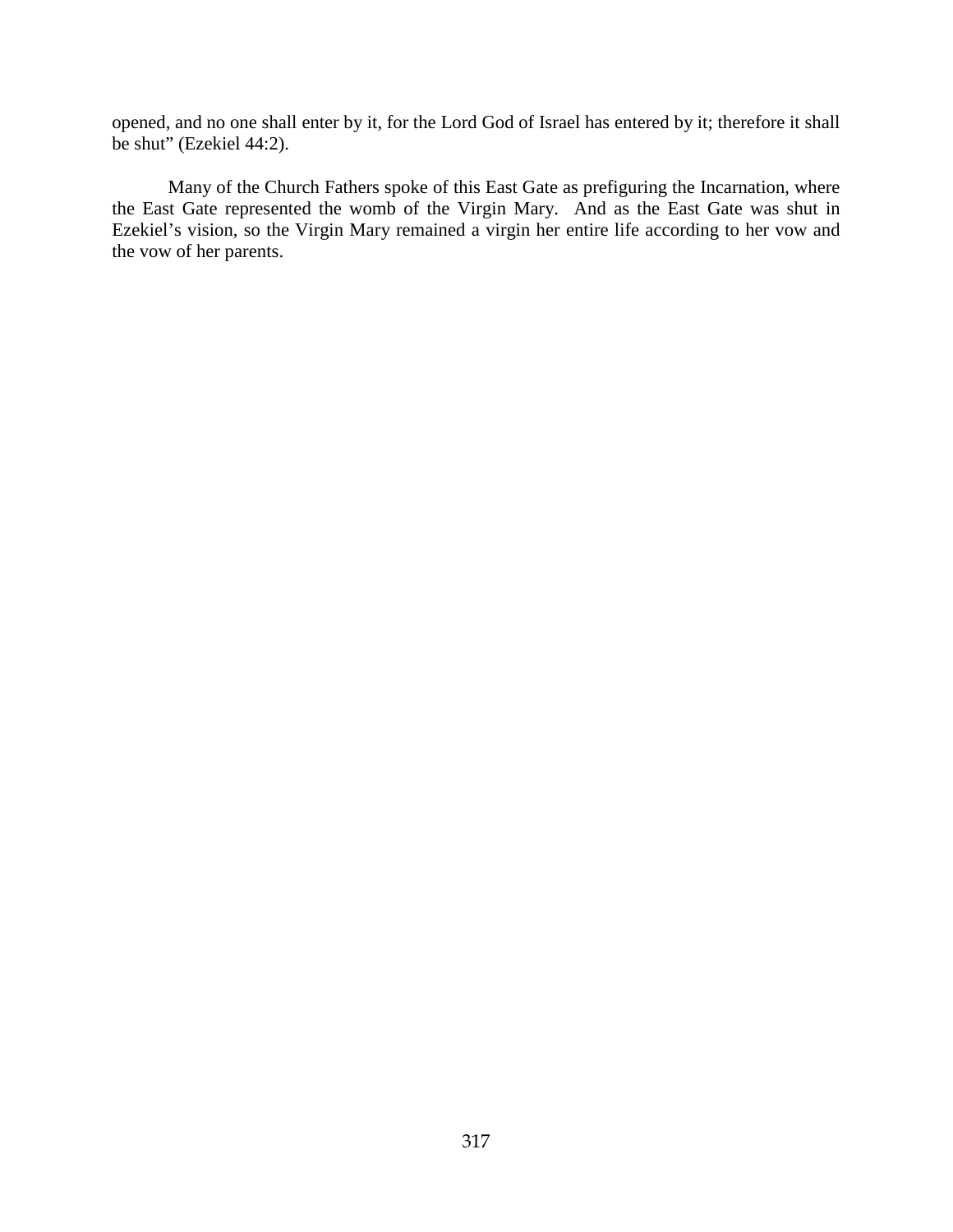opened, and no one shall enter by it, for the Lord God of Israel has entered by it; therefore it shall be shut" (Ezekiel 44:2).

Many of the Church Fathers spoke of this East Gate as prefiguring the Incarnation, where the East Gate represented the womb of the Virgin Mary. And as the East Gate was shut in Ezekiel's vision, so the Virgin Mary remained a virgin her entire life according to her vow and the vow of her parents.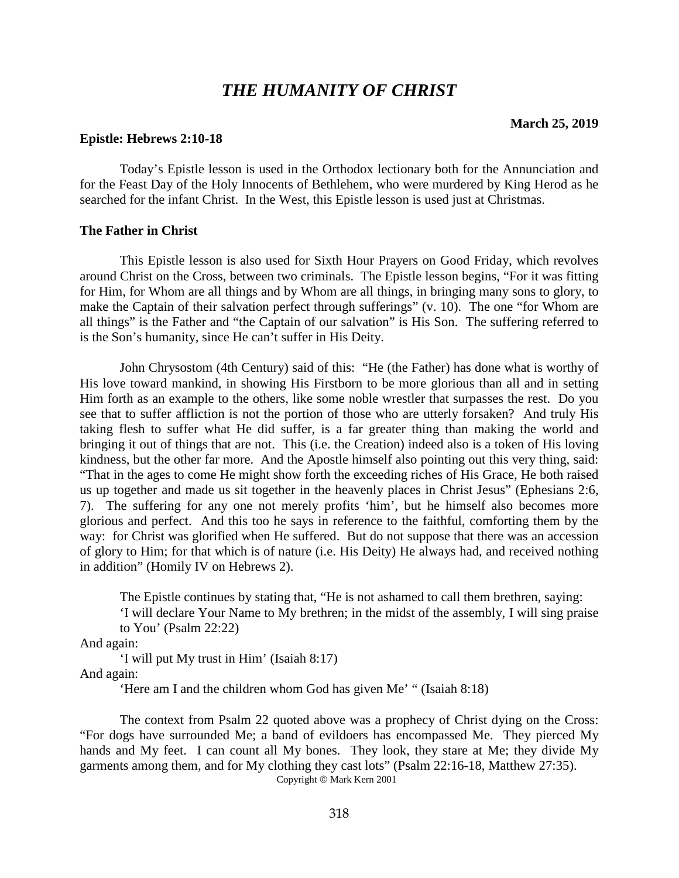# *THE HUMANITY OF CHRIST*

**March 25, 2019**

**Epistle: Hebrews 2:10-18**

Today's Epistle lesson is used in the Orthodox lectionary both for the Annunciation and for the Feast Day of the Holy Innocents of Bethlehem, who were murdered by King Herod as he searched for the infant Christ. In the West, this Epistle lesson is used just at Christmas.

**The Father in Christ**

This Epistle lesson is also used for Sixth Hour Prayers on Good Friday, which revolves around Christ on the Cross, between two criminals. The Epistle lesson begins, "For it was fitting for Him, for Whom are all things and by Whom are all things, in bringing many sons to glory, to make the Captain of their salvation perfect through sufferings" (v. 10). The one "for Whom are all things" is the Father and "the Captain of our salvation" is His Son. The suffering referred to is the Son's humanity, since He can't suffer in His Deity.

John Chrysostom (4th Century) said of this: "He (the Father) has done what is worthy of His love toward mankind, in showing His Firstborn to be more glorious than all and in setting Him forth as an example to the others, like some noble wrestler that surpasses the rest. Do you see that to suffer affliction is not the portion of those who are utterly forsaken? And truly His taking flesh to suffer what He did suffer, is a far greater thing than making the world and bringing it out of things that are not. This (i.e. the Creation) indeed also is a token of His loving kindness, but the other far more. And the Apostle himself also pointing out this very thing, said: "That in the ages to come He might show forth the exceeding riches of His Grace, He both raised us up together and made us sit together in the heavenly places in Christ Jesus" (Ephesians 2:6, 7). The suffering for any one not merely profits 'him', but he himself also becomes more glorious and perfect. And this too he says in reference to the faithful, comforting them by the way: for Christ was glorified when He suffered. But do not suppose that there was an accession of glory to Him; for that which is of nature (i.e. His Deity) He always had, and received nothing in addition" (Homily IV on Hebrews 2).

The Epistle continues by stating that, "He is not ashamed to call them brethren, saying:

> 'I will declare Your Name to My brethren; in the midst of the assembly, I will sing praise to You' (Psalm 22:22)

And again:

> 'I will put My trust in Him' (Isaiah 8:17)

And again:

> 'Here am I and the children whom God has given Me' " (Isaiah 8:18)

The context from Psalm 22 quoted above was a prophecy of Christ dying on the Cross: "For dogs have surrounded Me; a band of evildoers has encompassed Me. They pierced My hands and My feet. I can count all My bones. They look, they stare at Me; they divide My garments among them, and for My clothing they cast lots" (Psalm 22:16-18, Matthew 27:35).

Copyright © Mark Kern 2001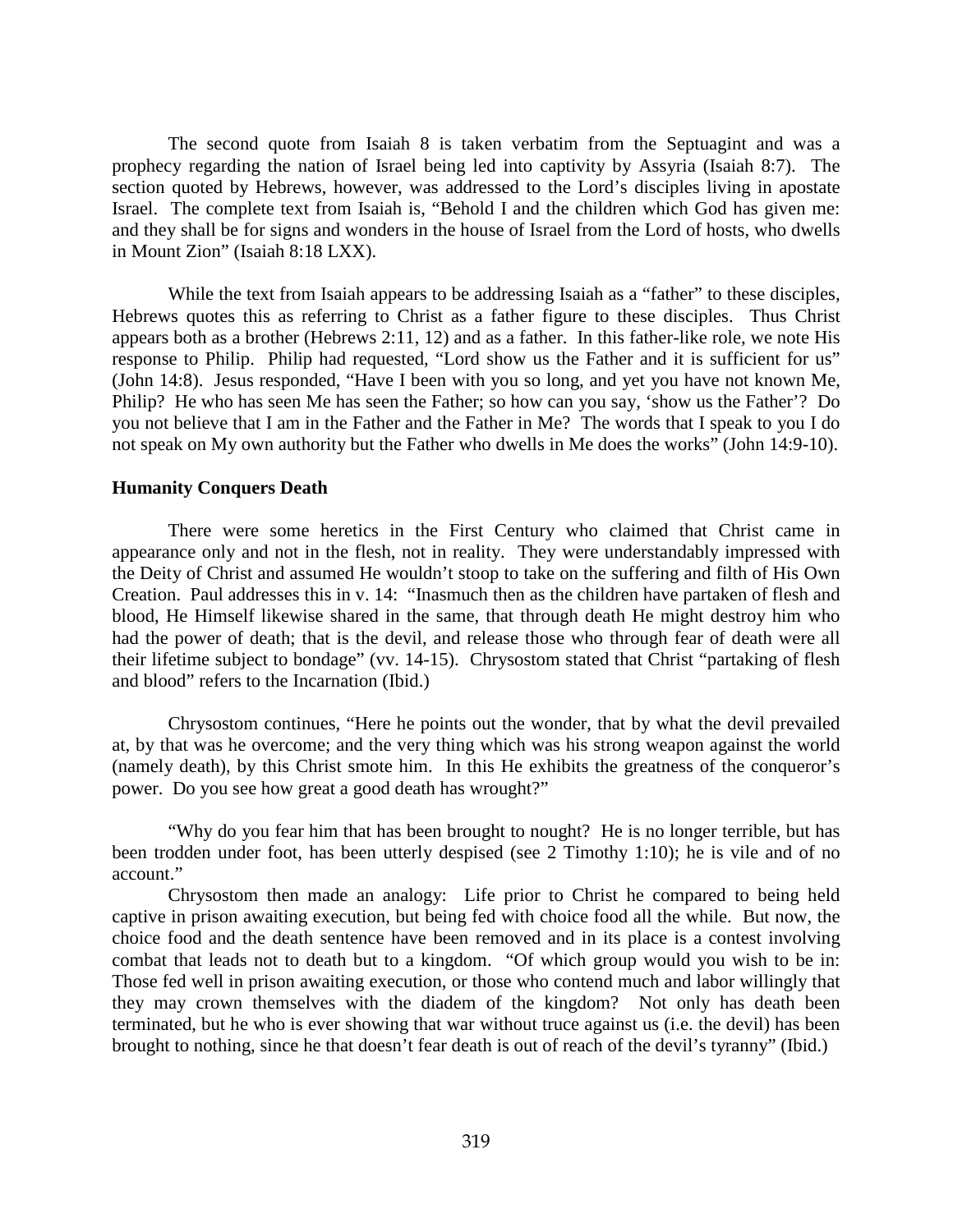The second quote from Isaiah 8 is taken verbatim from the Septuagint and was a prophecy regarding the nation of Israel being led into captivity by Assyria (Isaiah 8:7). The section quoted by Hebrews, however, was addressed to the Lord's disciples living in apostate Israel. The complete text from Isaiah is, "Behold I and the children which God has given me: and they shall be for signs and wonders in the house of Israel from the Lord of hosts, who dwells in Mount Zion" (Isaiah 8:18 LXX).

While the text from Isaiah appears to be addressing Isaiah as a "father" to these disciples, Hebrews quotes this as referring to Christ as a father figure to these disciples. Thus Christ appears both as a brother (Hebrews 2:11, 12) and as a father. In this father-like role, we note His response to Philip. Philip had requested, "Lord show us the Father and it is sufficient for us" (John 14:8). Jesus responded, "Have I been with you so long, and yet you have not known Me, Philip? He who has seen Me has seen the Father; so how can you say, 'show us the Father'? Do you not believe that I am in the Father and the Father in Me? The words that I speak to you I do not speak on My own authority but the Father who dwells in Me does the works" (John 14:9-10).

**Humanity Conquers Death**

There were some heretics in the First Century who claimed that Christ came in appearance only and not in the flesh, not in reality. They were understandably impressed with the Deity of Christ and assumed He wouldn't stoop to take on the suffering and filth of His Own Creation. Paul addresses this in v. 14: "Inasmuch then as the children have partaken of flesh and blood, He Himself likewise shared in the same, that through death He might destroy him who had the power of death; that is the devil, and release those who through fear of death were all their lifetime subject to bondage" (vv. 14-15). Chrysostom stated that Christ "partaking of flesh and blood" refers to the Incarnation (Ibid.)

Chrysostom continues, "Here he points out the wonder, that by what the devil prevailed at, by that was he overcome; and the very thing which was his strong weapon against the world (namely death), by this Christ smote him. In this He exhibits the greatness of the conqueror's power. Do you see how great a good death has wrought?"

"Why do you fear him that has been brought to nought? He is no longer terrible, but has been trodden under foot, has been utterly despised (see 2 Timothy 1:10); he is vile and of no account."

Chrysostom then made an analogy: Life prior to Christ he compared to being held captive in prison awaiting execution, but being fed with choice food all the while. But now, the choice food and the death sentence have been removed and in its place is a contest involving combat that leads not to death but to a kingdom. "Of which group would you wish to be in: Those fed well in prison awaiting execution, or those who contend much and labor willingly that they may crown themselves with the diadem of the kingdom? Not only has death been terminated, but he who is ever showing that war without truce against us (i.e. the devil) has been brought to nothing, since he that doesn't fear death is out of reach of the devil's tyranny" (Ibid.)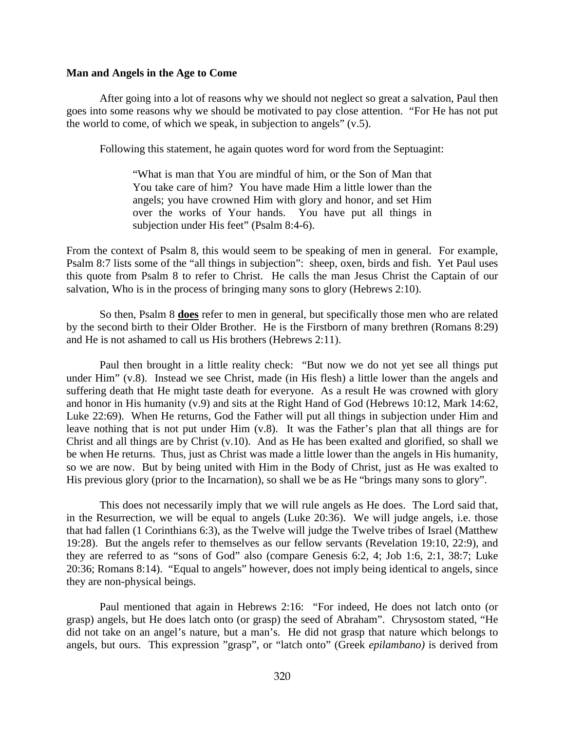### Man and Angels in the Age to Come

After going into a lot of reasons why we should not neglect so great a salvation, Paul then goes into some reasons why we should be motivated to pay close attention. "For He has not put the world to come, of which we speak, in subjection to angels" (v.5).

Following this statement, he again quotes word for word from the Septuagint:

> "What is man that You are mindful of him, or the Son of Man that You take care of him? You have made Him a little lower than the angels; you have crowned Him with glory and honor, and set Him over the works of Your hands. You have put all things in subjection under His feet" (Psalm 8:4-6).

From the context of Psalm 8, this would seem to be speaking of men in general. For example, Psalm 8:7 lists some of the "all things in subjection": sheep, oxen, birds and fish. Yet Paul uses this quote from Psalm 8 to refer to Christ. He calls the man Jesus Christ the Captain of our salvation, Who is in the process of bringing many sons to glory (Hebrews 2:10).

So then, Psalm 8 **does** refer to men in general, but specifically those men who are related by the second birth to their Older Brother. He is the Firstborn of many brethren (Romans 8:29) and He is not ashamed to call us His brothers (Hebrews 2:11).

Paul then brought in a little reality check: "But now we do not yet see all things put under Him" (v.8). Instead we see Christ, made (in His flesh) a little lower than the angels and suffering death that He might taste death for everyone. As a result He was crowned with glory and honor in His humanity (v.9) and sits at the Right Hand of God (Hebrews 10:12, Mark 14:62, Luke 22:69). When He returns, God the Father will put all things in subjection under Him and leave nothing that is not put under Him (v.8). It was the Father's plan that all things are for Christ and all things are by Christ (v.10). And as He has been exalted and glorified, so shall we be when He returns. Thus, just as Christ was made a little lower than the angels in His humanity, so we are now. But by being united with Him in the Body of Christ, just as He was exalted to His previous glory (prior to the Incarnation), so shall we be as He "brings many sons to glory".

This does not necessarily imply that we will rule angels as He does. The Lord said that, in the Resurrection, we will be equal to angels (Luke 20:36). We will judge angels, i.e. those that had fallen (1 Corinthians 6:3), as the Twelve will judge the Twelve tribes of Israel (Matthew 19:28). But the angels refer to themselves as our fellow servants (Revelation 19:10, 22:9), and they are referred to as "sons of God" also (compare Genesis 6:2, 4; Job 1:6, 2:1, 38:7; Luke 20:36; Romans 8:14). "Equal to angels" however, does not imply being identical to angels, since they are non-physical beings.

Paul mentioned that again in Hebrews 2:16: "For indeed, He does not latch onto (or grasp) angels, but He does latch onto (or grasp) the seed of Abraham". Chrysostom stated, "He did not take on an angel's nature, but a man's. He did not grasp that nature which belongs to angels, but ours. This expression "grasp", or "latch onto" (Greek *epilambano)* is derived from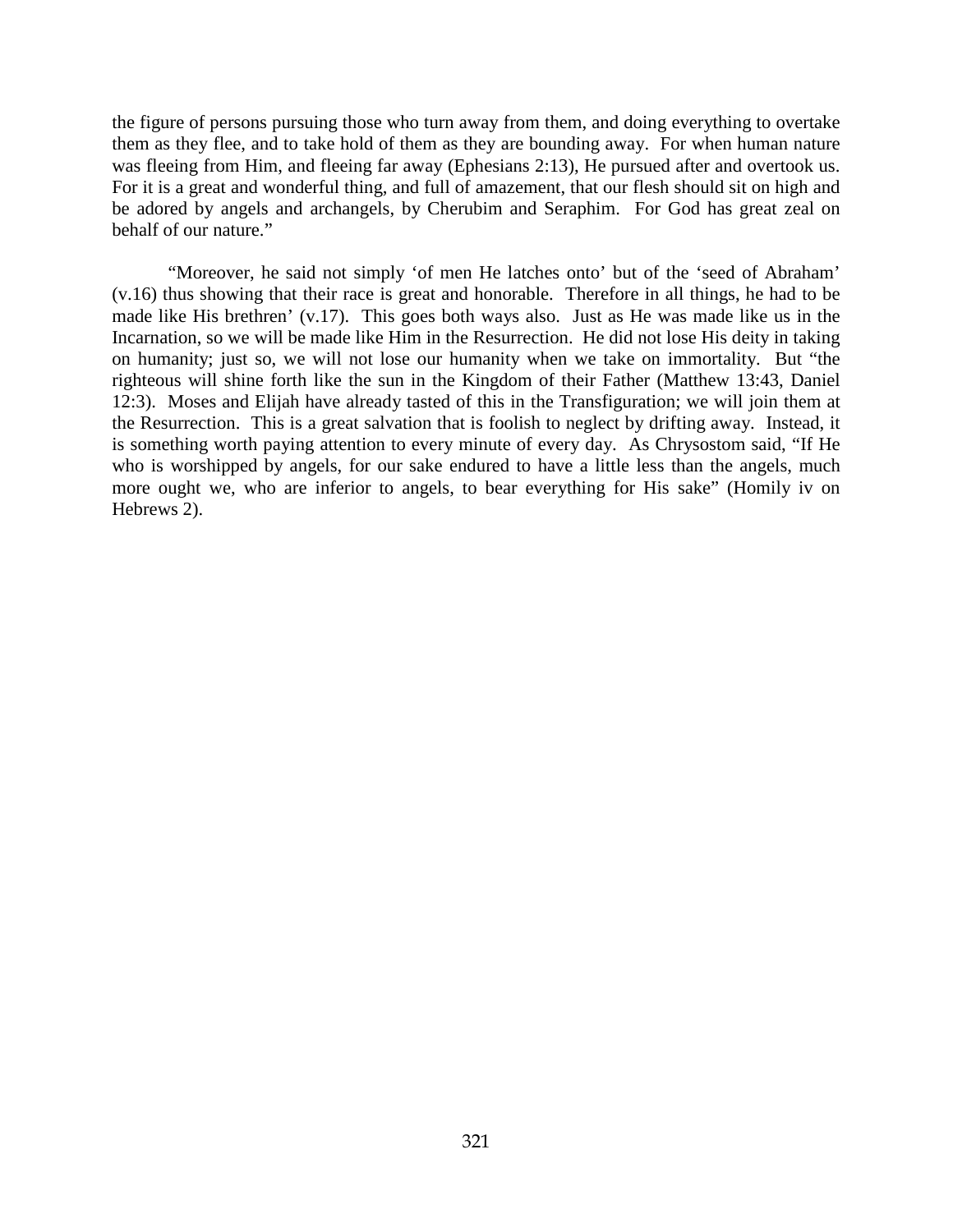the figure of persons pursuing those who turn away from them, and doing everything to overtake them as they flee, and to take hold of them as they are bounding away. For when human nature was fleeing from Him, and fleeing far away (Ephesians 2:13), He pursued after and overtook us. For it is a great and wonderful thing, and full of amazement, that our flesh should sit on high and be adored by angels and archangels, by Cherubim and Seraphim. For God has great zeal on behalf of our nature."

"Moreover, he said not simply 'of men He latches onto' but of the 'seed of Abraham' (v.16) thus showing that their race is great and honorable. Therefore in all things, he had to be made like His brethren' (v.17). This goes both ways also. Just as He was made like us in the Incarnation, so we will be made like Him in the Resurrection. He did not lose His deity in taking on humanity; just so, we will not lose our humanity when we take on immortality. But "the righteous will shine forth like the sun in the Kingdom of their Father (Matthew 13:43, Daniel 12:3). Moses and Elijah have already tasted of this in the Transfiguration; we will join them at the Resurrection. This is a great salvation that is foolish to neglect by drifting away. Instead, it is something worth paying attention to every minute of every day. As Chrysostom said, "If He who is worshipped by angels, for our sake endured to have a little less than the angels, much more ought we, who are inferior to angels, to bear everything for His sake" (Homily iv on Hebrews 2).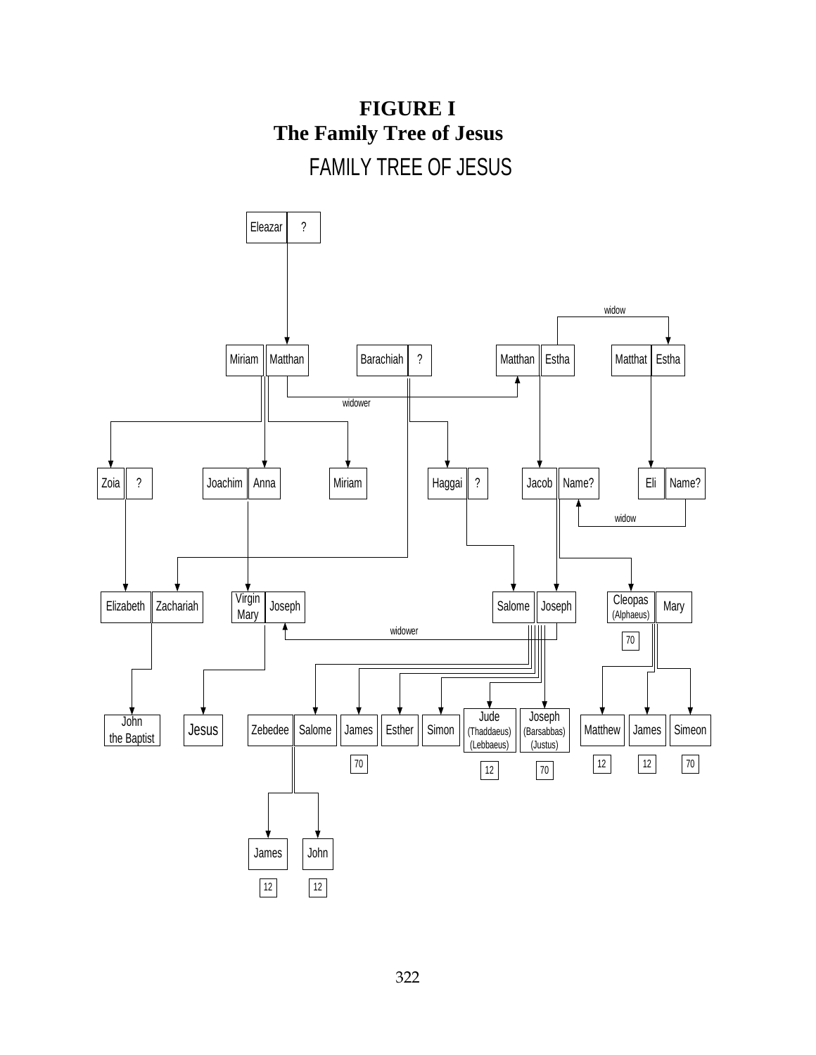# FIGURE I
## The Family Tree of Jesus

FAMILY TREE OF JESUS

Eleazar ?

widow

Miriam Matthan

Barachiah ?

Matthan Estha

Matthat Estha

widower

Zoia ?

Joachim Anna

Miriam

Haggai ?

Jacob Name?

Eli Name?

widow

Elizabeth Zachariah

Virgin Mary Joseph

Salome Joseph

Cleopas (Alphaeus) Mary

70

widower

John the Baptist

Jesus

Zebedee Salome

James

Esther

Simon

Jude (Thaddaeus) (Lebbaeus)

Joseph (Barsabbas) (Justus)

Matthew

James

Simeon

70

12

70

12

12

70

James

John

12

12